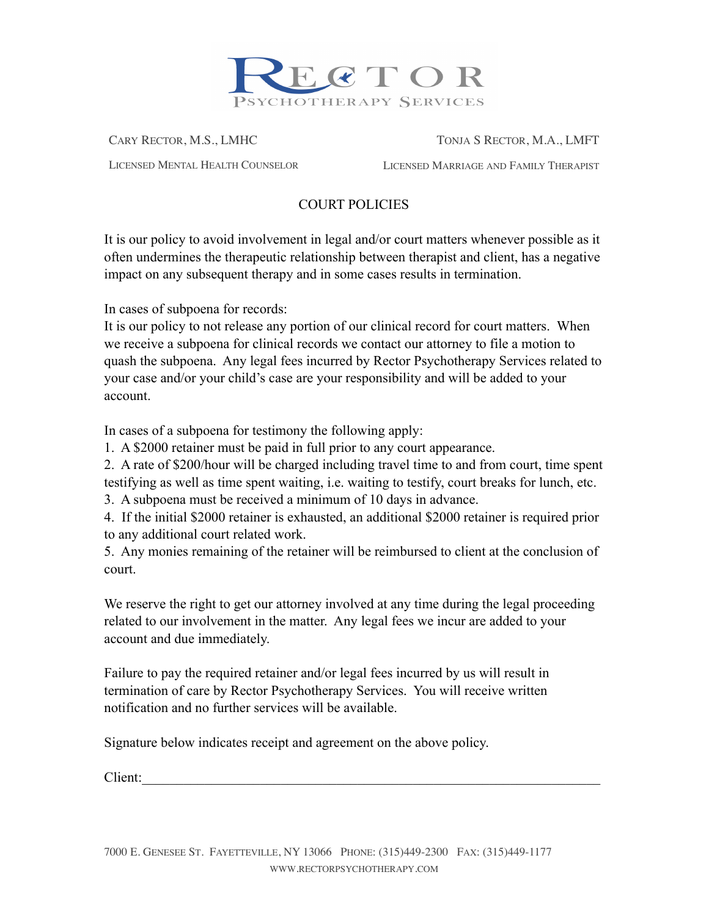# RECTOR
## PSYCHOTHERAPY SERVICES

CARY RECTOR, M.S., LMHC
LICENSED MENTAL HEALTH COUNSELOR

TONJA S RECTOR, M.A., LMFT
LICENSED MARRIAGE AND FAMILY THERAPIST

## COURT POLICIES

It is our policy to avoid involvement in legal and/or court matters whenever possible as it often undermines the therapeutic relationship between therapist and client, has a negative impact on any subsequent therapy and in some cases results in termination.

In cases of subpoena for records:
It is our policy to not release any portion of our clinical record for court matters. When we receive a subpoena for clinical records we contact our attorney to file a motion to quash the subpoena. Any legal fees incurred by Rector Psychotherapy Services related to your case and/or your child's case are your responsibility and will be added to your account.

In cases of a subpoena for testimony the following apply:

1. A $2000 retainer must be paid in full prior to any court appearance.
2. A rate of $200/hour will be charged including travel time to and from court, time spent testifying as well as time spent waiting, i.e. waiting to testify, court breaks for lunch, etc.
3. A subpoena must be received a minimum of 10 days in advance.
4. If the initial $2000 retainer is exhausted, an additional $2000 retainer is required prior to any additional court related work.
5. Any monies remaining of the retainer will be reimbursed to client at the conclusion of court.

We reserve the right to get our attorney involved at any time during the legal proceeding related to our involvement in the matter. Any legal fees we incur are added to your account and due immediately.

Failure to pay the required retainer and/or legal fees incurred by us will result in termination of care by Rector Psychotherapy Services. You will receive written notification and no further services will be available.

Signature below indicates receipt and agreement on the above policy.

Client:_______________________________________________

7000 E. GENESEE ST. FAYETTEVILLE, NY 13066 PHONE: (315)449-2300 FAX: (315)449-1177
WWW.RECTORPSYCHOTHERAPY.COM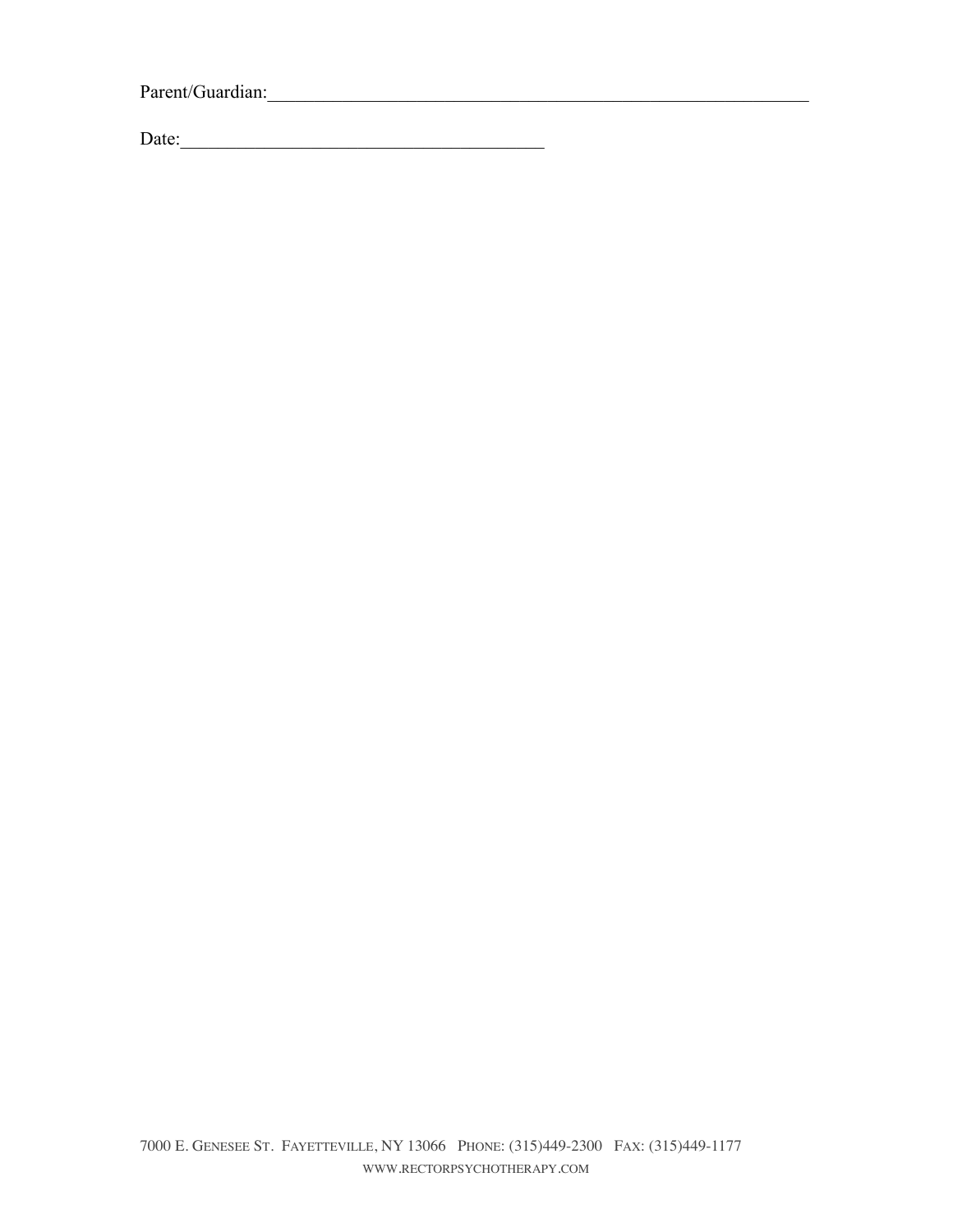Parent/Guardian:\_\_\_\_\_\_\_\_\_\_\_\_\_\_\_\_\_\_\_\_\_\_\_\_\_\_\_\_\_\_\_\_\_\_\_\_\_\_\_\_\_\_\_\_\_\_\_\_\_\_\_\_\_\_\_\_\_\_\_\_

Date:\_\_\_\_\_\_\_\_\_\_\_\_\_\_\_\_\_\_\_\_\_\_\_\_\_\_\_\_\_\_\_\_\_\_\_\_\_\_\_\_